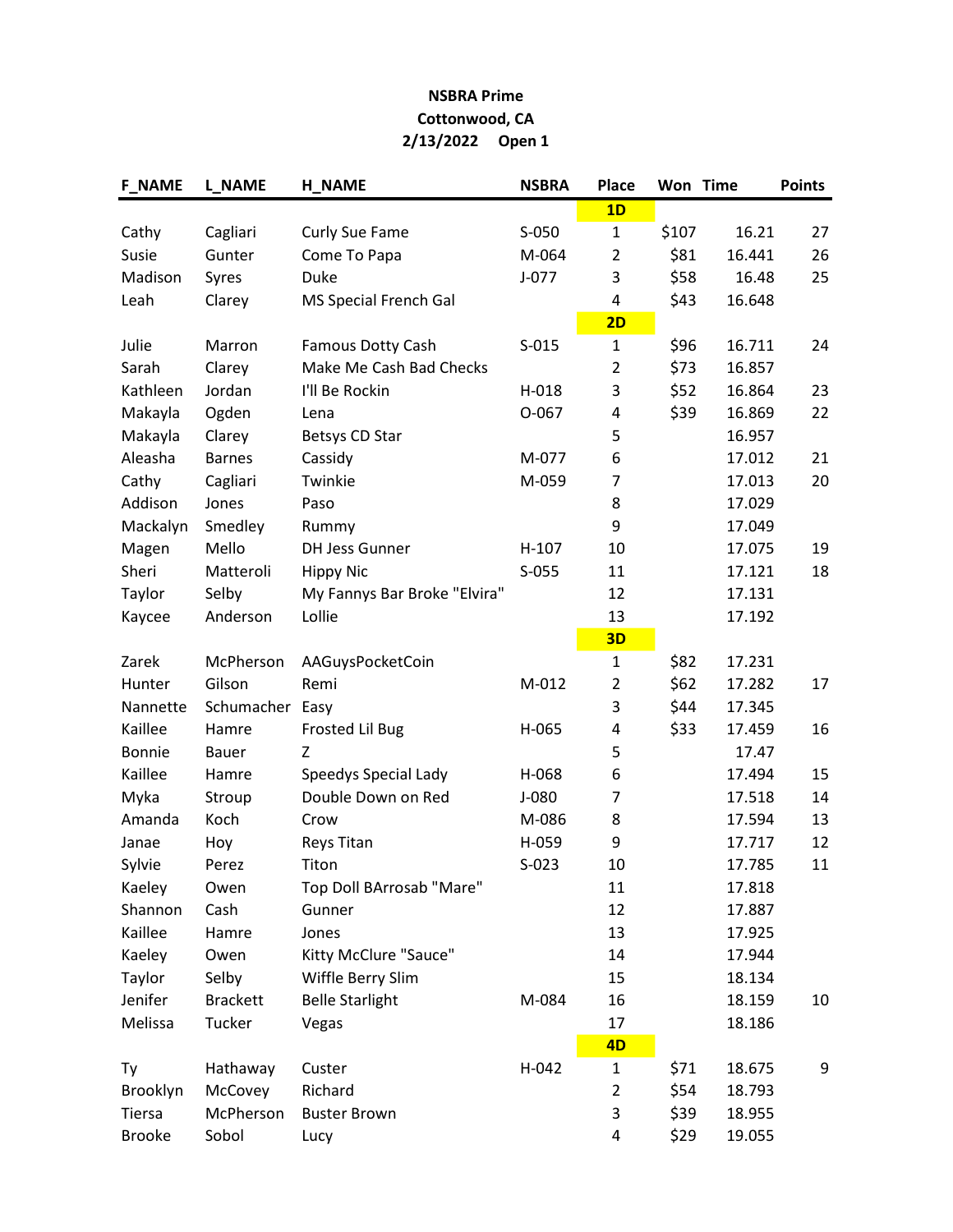**NSBRA Prime**
**Cottonwood, CA**
**2/13/2022 Open 1**

| F_NAME | L_NAME | H_NAME | NSBRA | Place | Won | Time | Points |
|---|---|---|---|---|---|---|---|
| | | | | **1D** | | | |
| Cathy | Cagliari | Curly Sue Fame | S-050 | 1 | $107 | 16.21 | 27 |
| Susie | Gunter | Come To Papa | M-064 | 2 | $81 | 16.441 | 26 |
| Madison | Syres | Duke | J-077 | 3 | $58 | 16.48 | 25 |
| Leah | Clarey | MS Special French Gal | | 4 | $43 | 16.648 | |
| | | | | **2D** | | | |
| Julie | Marron | Famous Dotty Cash | S-015 | 1 | $96 | 16.711 | 24 |
| Sarah | Clarey | Make Me Cash Bad Checks | | 2 | $73 | 16.857 | |
| Kathleen | Jordan | I'll Be Rockin | H-018 | 3 | $52 | 16.864 | 23 |
| Makayla | Ogden | Lena | O-067 | 4 | $39 | 16.869 | 22 |
| Makayla | Clarey | Betsys CD Star | | 5 | | 16.957 | |
| Aleasha | Barnes | Cassidy | M-077 | 6 | | 17.012 | 21 |
| Cathy | Cagliari | Twinkie | M-059 | 7 | | 17.013 | 20 |
| Addison | Jones | Paso | | 8 | | 17.029 | |
| Mackalyn | Smedley | Rummy | | 9 | | 17.049 | |
| Magen | Mello | DH Jess Gunner | H-107 | 10 | | 17.075 | 19 |
| Sheri | Matteroli | Hippy Nic | S-055 | 11 | | 17.121 | 18 |
| Taylor | Selby | My Fannys Bar Broke "Elvira" | | 12 | | 17.131 | |
| Kaycee | Anderson | Lollie | | 13 | | 17.192 | |
| | | | | **3D** | | | |
| Zarek | McPherson | AAGuysPocketCoin | | 1 | $82 | 17.231 | |
| Hunter | Gilson | Remi | M-012 | 2 | $62 | 17.282 | 17 |
| Nannette | Schumacher | Easy | | 3 | $44 | 17.345 | |
| Kaillee | Hamre | Frosted Lil Bug | H-065 | 4 | $33 | 17.459 | 16 |
| Bonnie | Bauer | Z | | 5 | | 17.47 | |
| Kaillee | Hamre | Speedys Special Lady | H-068 | 6 | | 17.494 | 15 |
| Myka | Stroup | Double Down on Red | J-080 | 7 | | 17.518 | 14 |
| Amanda | Koch | Crow | M-086 | 8 | | 17.594 | 13 |
| Janae | Hoy | Reys Titan | H-059 | 9 | | 17.717 | 12 |
| Sylvie | Perez | Titon | S-023 | 10 | | 17.785 | 11 |
| Kaeley | Owen | Top Doll BArrosab "Mare" | | 11 | | 17.818 | |
| Shannon | Cash | Gunner | | 12 | | 17.887 | |
| Kaillee | Hamre | Jones | | 13 | | 17.925 | |
| Kaeley | Owen | Kitty McClure "Sauce" | | 14 | | 17.944 | |
| Taylor | Selby | Wiffle Berry Slim | | 15 | | 18.134 | |
| Jenifer | Brackett | Belle Starlight | M-084 | 16 | | 18.159 | 10 |
| Melissa | Tucker | Vegas | | 17 | | 18.186 | |
| | | | | **4D** | | | |
| Ty | Hathaway | Custer | H-042 | 1 | $71 | 18.675 | 9 |
| Brooklyn | McCovey | Richard | | 2 | $54 | 18.793 | |
| Tiersa | McPherson | Buster Brown | | 3 | $39 | 18.955 | |
| Brooke | Sobol | Lucy | | 4 | $29 | 19.055 | |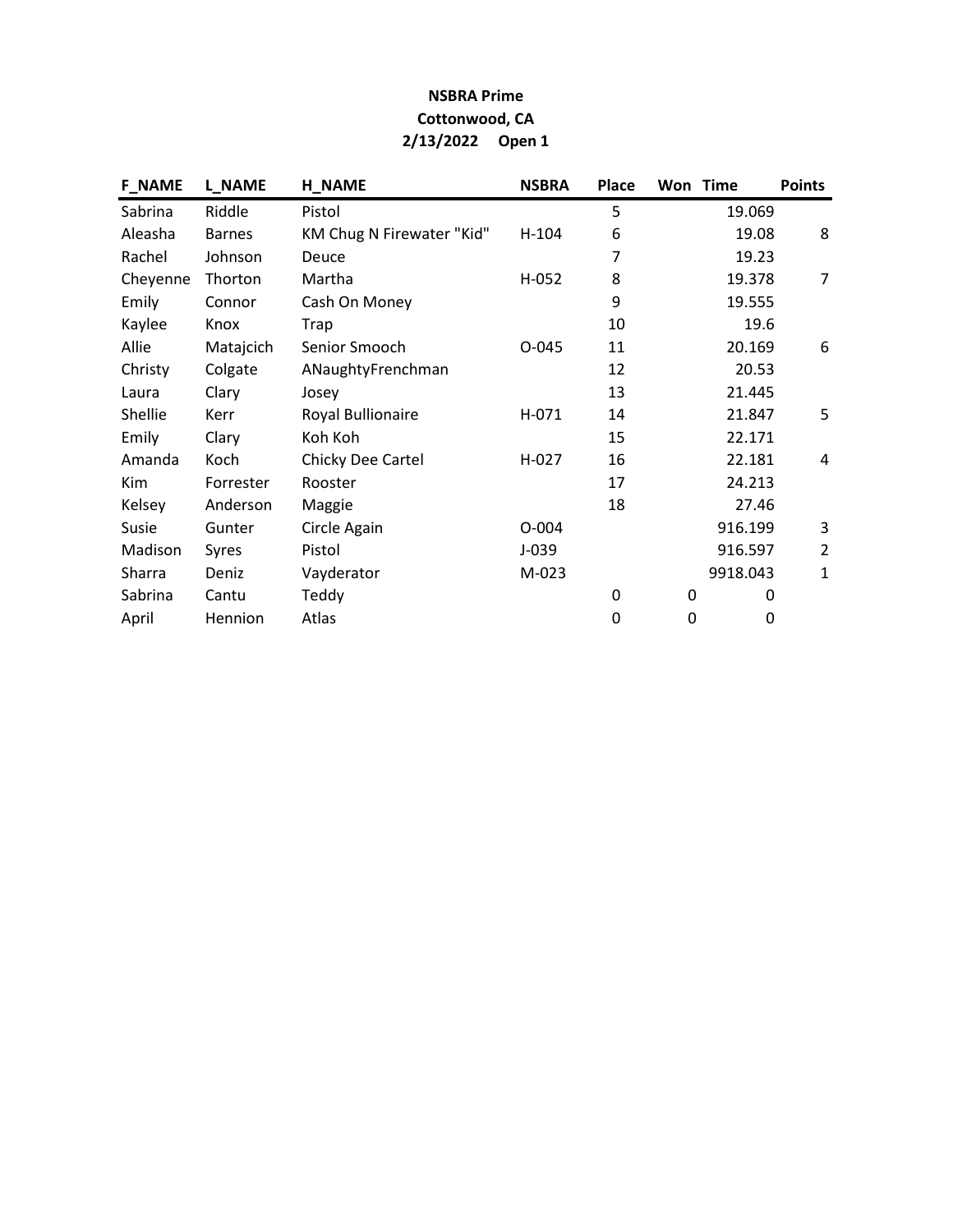**NSBRA Prime**
**Cottonwood, CA**
**2/13/2022 Open 1**

| F_NAME | L_NAME | H_NAME | NSBRA | Place | Won | Time | Points |
|---|---|---|---|---|---|---|---|
| Sabrina | Riddle | Pistol | | 5 | | 19.069 | |
| Aleasha | Barnes | KM Chug N Firewater "Kid" | H-104 | 6 | | 19.08 | 8 |
| Rachel | Johnson | Deuce | | 7 | | 19.23 | |
| Cheyenne | Thorton | Martha | H-052 | 8 | | 19.378 | 7 |
| Emily | Connor | Cash On Money | | 9 | | 19.555 | |
| Kaylee | Knox | Trap | | 10 | | 19.6 | |
| Allie | Matajcich | Senior Smooch | O-045 | 11 | | 20.169 | 6 |
| Christy | Colgate | ANaughtyFrenchman | | 12 | | 20.53 | |
| Laura | Clary | Josey | | 13 | | 21.445 | |
| Shellie | Kerr | Royal Bullionaire | H-071 | 14 | | 21.847 | 5 |
| Emily | Clary | Koh Koh | | 15 | | 22.171 | |
| Amanda | Koch | Chicky Dee Cartel | H-027 | 16 | | 22.181 | 4 |
| Kim | Forrester | Rooster | | 17 | | 24.213 | |
| Kelsey | Anderson | Maggie | | 18 | | 27.46 | |
| Susie | Gunter | Circle Again | O-004 | | | 916.199 | 3 |
| Madison | Syres | Pistol | J-039 | | | 916.597 | 2 |
| Sharra | Deniz | Vayderator | M-023 | | | 9918.043 | 1 |
| Sabrina | Cantu | Teddy | | 0 | 0 | 0 | |
| April | Hennion | Atlas | | 0 | 0 | 0 | |